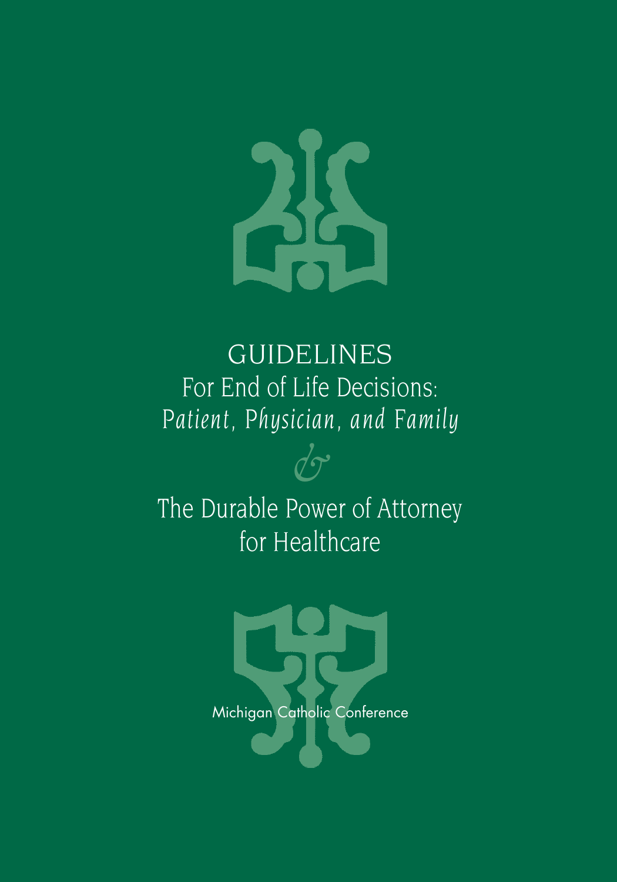# GUIDELINES
## For End of Life Decisions:
## *Patient, Physician, and Family*

&

## The Durable Power of Attorney for Healthcare

Michigan Catholic Conference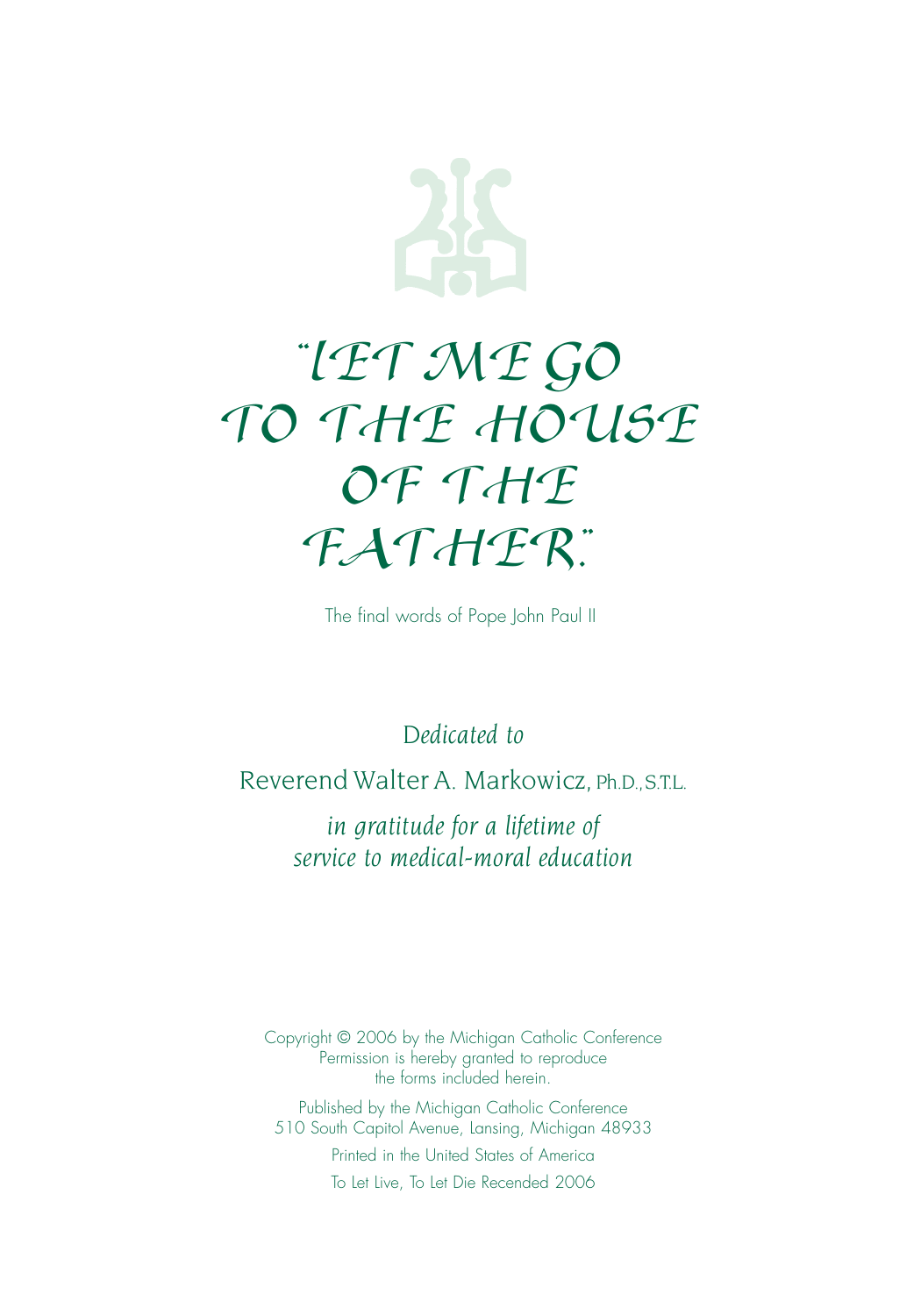# "LET ME GO TO THE HOUSE OF THE FATHER."

The final words of Pope John Paul II

*Dedicated to*

Reverend Walter A. Markowicz, Ph.D., S.T.L.

*in gratitude for a lifetime of service to medical-moral education*

Copyright © 2006 by the Michigan Catholic Conference
Permission is hereby granted to reproduce the forms included herein.

Published by the Michigan Catholic Conference
510 South Capitol Avenue, Lansing, Michigan 48933

Printed in the United States of America

To Let Live, To Let Die Recended 2006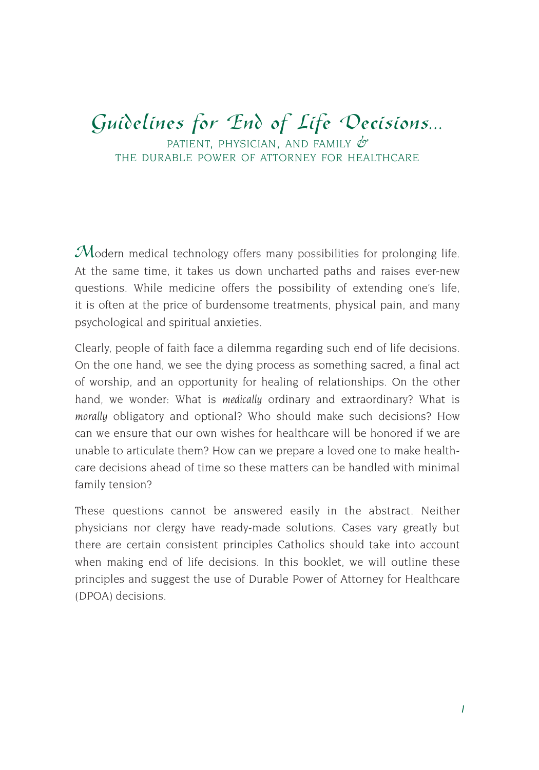# Guidelines for End of Life Decisions...

## PATIENT, PHYSICIAN, AND FAMILY & THE DURABLE POWER OF ATTORNEY FOR HEALTHCARE

Modern medical technology offers many possibilities for prolonging life. At the same time, it takes us down uncharted paths and raises ever-new questions. While medicine offers the possibility of extending one's life, it is often at the price of burdensome treatments, physical pain, and many psychological and spiritual anxieties.

Clearly, people of faith face a dilemma regarding such end of life decisions. On the one hand, we see the dying process as something sacred, a final act of worship, and an opportunity for healing of relationships. On the other hand, we wonder: What is *medically* ordinary and extraordinary? What is *morally* obligatory and optional? Who should make such decisions? How can we ensure that our own wishes for healthcare will be honored if we are unable to articulate them? How can we prepare a loved one to make healthcare decisions ahead of time so these matters can be handled with minimal family tension?

These questions cannot be answered easily in the abstract. Neither physicians nor clergy have ready-made solutions. Cases vary greatly but there are certain consistent principles Catholics should take into account when making end of life decisions. In this booklet, we will outline these principles and suggest the use of Durable Power of Attorney for Healthcare (DPOA) decisions.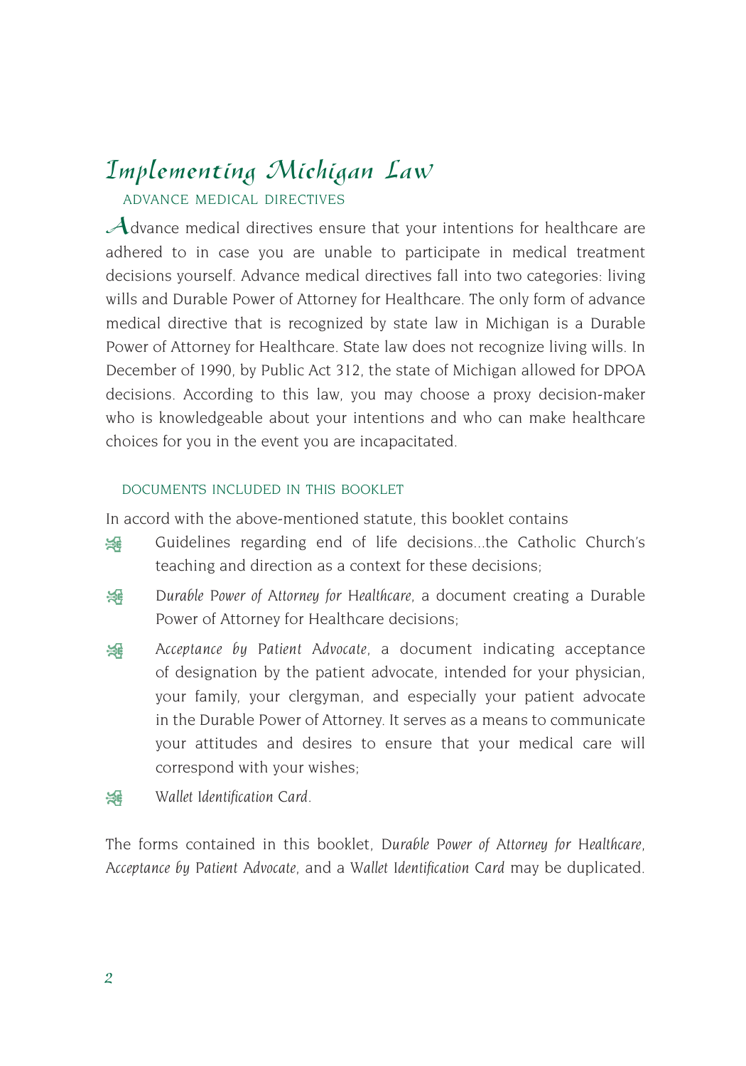# Implementing Michigan Law

## ADVANCE MEDICAL DIRECTIVES

Advance medical directives ensure that your intentions for healthcare are adhered to in case you are unable to participate in medical treatment decisions yourself. Advance medical directives fall into two categories: living wills and Durable Power of Attorney for Healthcare. The only form of advance medical directive that is recognized by state law in Michigan is a Durable Power of Attorney for Healthcare. State law does not recognize living wills. In December of 1990, by Public Act 312, the state of Michigan allowed for DPOA decisions. According to this law, you may choose a proxy decision-maker who is knowledgeable about your intentions and who can make healthcare choices for you in the event you are incapacitated.

## DOCUMENTS INCLUDED IN THIS BOOKLET

In accord with the above-mentioned statute, this booklet contains

- Guidelines regarding end of life decisions...the Catholic Church's teaching and direction as a context for these decisions;
- *Durable Power of Attorney for Healthcare*, a document creating a Durable Power of Attorney for Healthcare decisions;
- *Acceptance by Patient Advocate*, a document indicating acceptance of designation by the patient advocate, intended for your physician, your family, your clergyman, and especially your patient advocate in the Durable Power of Attorney. It serves as a means to communicate your attitudes and desires to ensure that your medical care will correspond with your wishes;
- *Wallet Identification Card*.

The forms contained in this booklet, *Durable Power of Attorney for Healthcare*, *Acceptance by Patient Advocate*, and a *Wallet Identification Card* may be duplicated.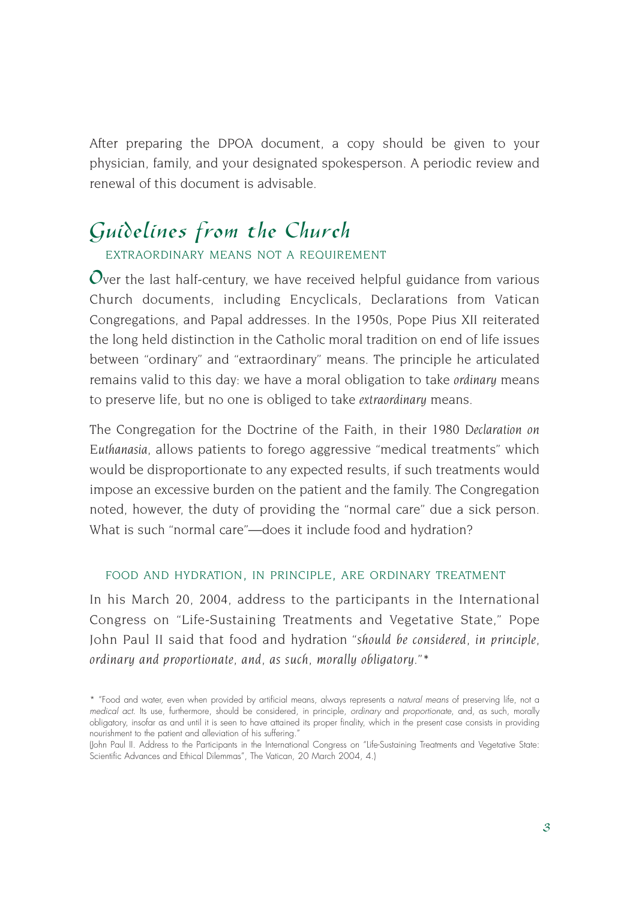After preparing the DPOA document, a copy should be given to your physician, family, and your designated spokesperson. A periodic review and renewal of this document is advisable.

## Guidelines from the Church

### EXTRAORDINARY MEANS NOT A REQUIREMENT

Over the last half-century, we have received helpful guidance from various Church documents, including Encyclicals, Declarations from Vatican Congregations, and Papal addresses. In the 1950s, Pope Pius XII reiterated the long held distinction in the Catholic moral tradition on end of life issues between "ordinary" and "extraordinary" means. The principle he articulated remains valid to this day: we have a moral obligation to take *ordinary* means to preserve life, but no one is obliged to take *extraordinary* means.

The Congregation for the Doctrine of the Faith, in their 1980 *Declaration on Euthanasia*, allows patients to forego aggressive "medical treatments" which would be disproportionate to any expected results, if such treatments would impose an excessive burden on the patient and the family. The Congregation noted, however, the duty of providing the "normal care" due a sick person. What is such "normal care"—does it include food and hydration?

### FOOD AND HYDRATION, IN PRINCIPLE, ARE ORDINARY TREATMENT

In his March 20, 2004, address to the participants in the International Congress on "Life-Sustaining Treatments and Vegetative State," Pope John Paul II said that food and hydration "*should be considered, in principle, ordinary and proportionate, and, as such, morally obligatory.*"*

\* "Food and water, even when provided by artificial means, always represents a *natural means* of preserving life, not a *medical act*. Its use, furthermore, should be considered, in principle, *ordinary* and *proportionate*, and, as such, morally obligatory, insofar as and until it is seen to have attained its proper finality, which in the present case consists in providing nourishment to the patient and alleviation of his suffering."
(John Paul II. Address to the Participants in the International Congress on "Life-Sustaining Treatments and Vegetative State: Scientific Advances and Ethical Dilemmas", The Vatican, 20 March 2004, 4.)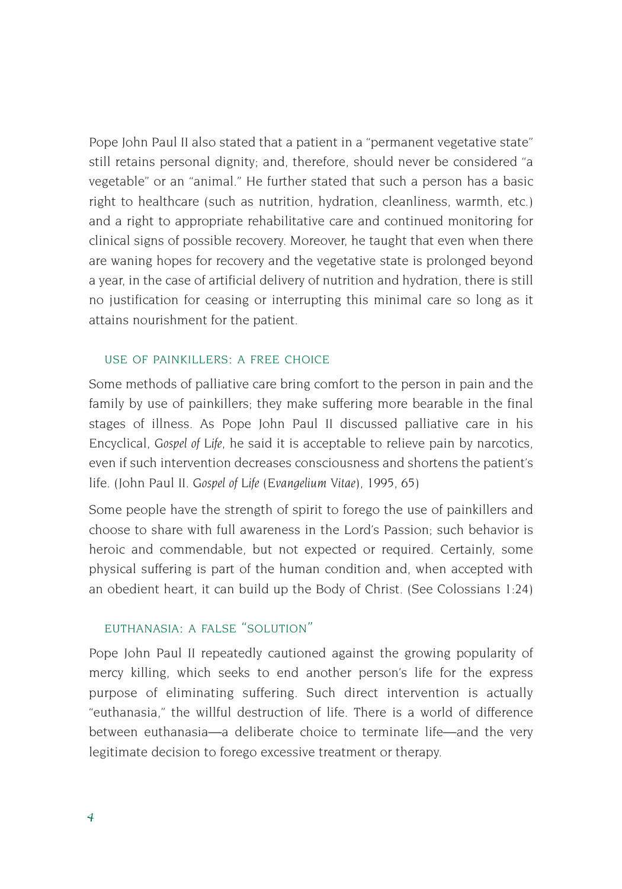Pope John Paul II also stated that a patient in a "permanent vegetative state" still retains personal dignity; and, therefore, should never be considered "a vegetable" or an "animal." He further stated that such a person has a basic right to healthcare (such as nutrition, hydration, cleanliness, warmth, etc.) and a right to appropriate rehabilitative care and continued monitoring for clinical signs of possible recovery. Moreover, he taught that even when there are waning hopes for recovery and the vegetative state is prolonged beyond a year, in the case of artificial delivery of nutrition and hydration, there is still no justification for ceasing or interrupting this minimal care so long as it attains nourishment for the patient.

## USE OF PAINKILLERS: A FREE CHOICE

Some methods of palliative care bring comfort to the person in pain and the family by use of painkillers; they make suffering more bearable in the final stages of illness. As Pope John Paul II discussed palliative care in his Encyclical, *Gospel of Life*, he said it is acceptable to relieve pain by narcotics, even if such intervention decreases consciousness and shortens the patient's life. (John Paul II. *Gospel of Life* (*Evangelium Vitae*), 1995, 65)

Some people have the strength of spirit to forego the use of painkillers and choose to share with full awareness in the Lord's Passion; such behavior is heroic and commendable, but not expected or required. Certainly, some physical suffering is part of the human condition and, when accepted with an obedient heart, it can build up the Body of Christ. (See Colossians 1:24)

## EUTHANASIA: A FALSE "SOLUTION"

Pope John Paul II repeatedly cautioned against the growing popularity of mercy killing, which seeks to end another person's life for the express purpose of eliminating suffering. Such direct intervention is actually "euthanasia," the willful destruction of life. There is a world of difference between euthanasia—a deliberate choice to terminate life—and the very legitimate decision to forego excessive treatment or therapy.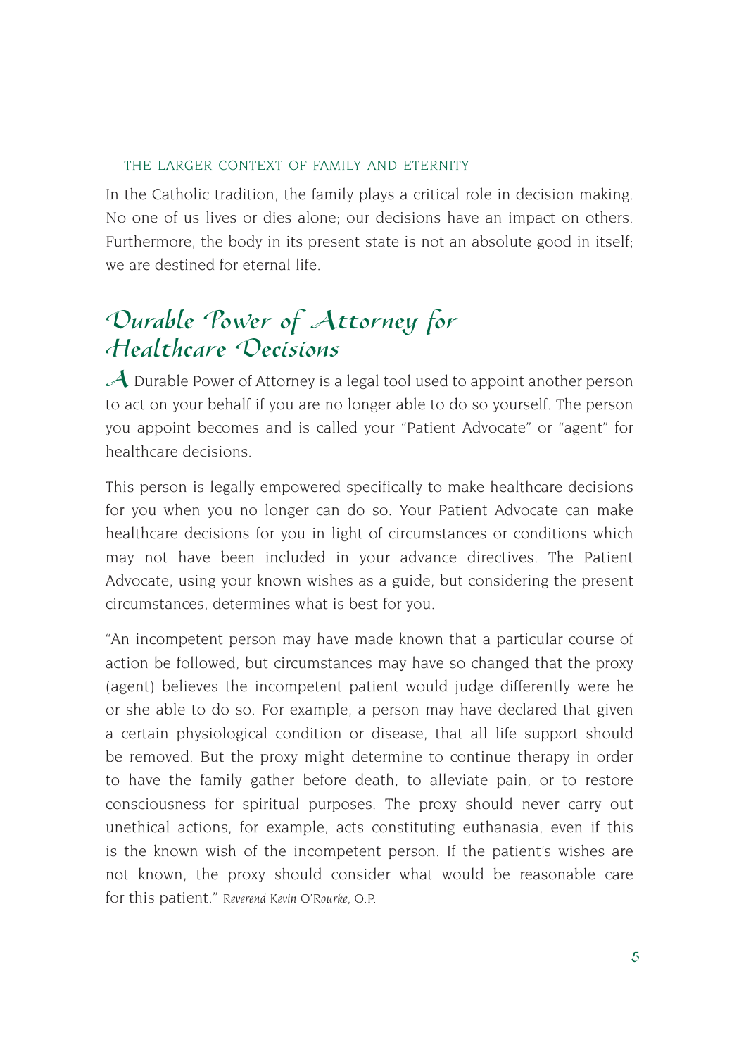### THE LARGER CONTEXT OF FAMILY AND ETERNITY

In the Catholic tradition, the family plays a critical role in decision making. No one of us lives or dies alone; our decisions have an impact on others. Furthermore, the body in its present state is not an absolute good in itself; we are destined for eternal life.

## Durable Power of Attorney for Healthcare Decisions

A Durable Power of Attorney is a legal tool used to appoint another person to act on your behalf if you are no longer able to do so yourself. The person you appoint becomes and is called your "Patient Advocate" or "agent" for healthcare decisions.

This person is legally empowered specifically to make healthcare decisions for you when you no longer can do so. Your Patient Advocate can make healthcare decisions for you in light of circumstances or conditions which may not have been included in your advance directives. The Patient Advocate, using your known wishes as a guide, but considering the present circumstances, determines what is best for you.

"An incompetent person may have made known that a particular course of action be followed, but circumstances may have so changed that the proxy (agent) believes the incompetent patient would judge differently were he or she able to do so. For example, a person may have declared that given a certain physiological condition or disease, that all life support should be removed. But the proxy might determine to continue therapy in order to have the family gather before death, to alleviate pain, or to restore consciousness for spiritual purposes. The proxy should never carry out unethical actions, for example, acts constituting euthanasia, even if this is the known wish of the incompetent person. If the patient's wishes are not known, the proxy should consider what would be reasonable care for this patient." *Reverend Kevin O'Rourke*, O.P.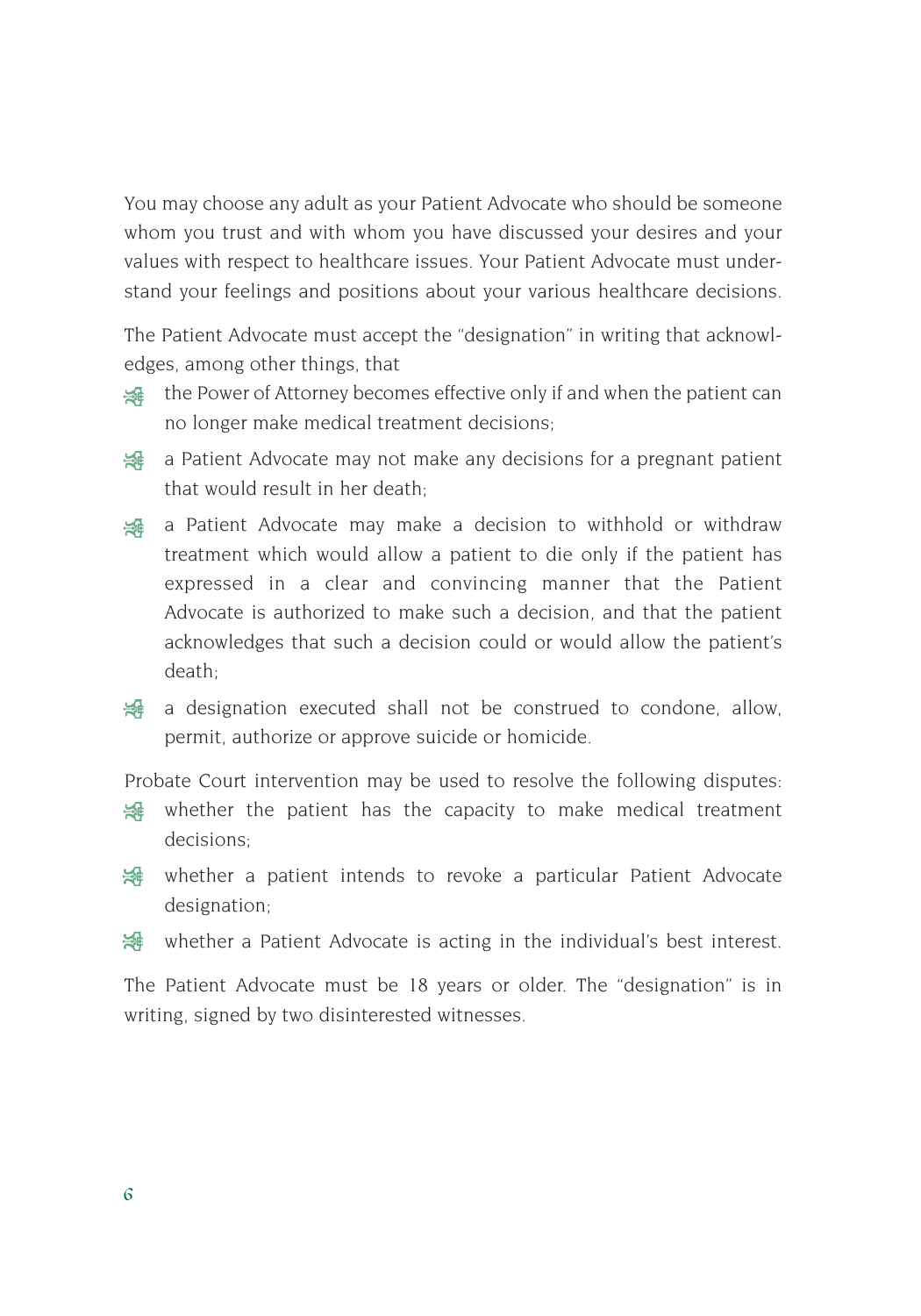You may choose any adult as your Patient Advocate who should be someone whom you trust and with whom you have discussed your desires and your values with respect to healthcare issues. Your Patient Advocate must understand your feelings and positions about your various healthcare decisions.

The Patient Advocate must accept the "designation" in writing that acknowledges, among other things, that

- the Power of Attorney becomes effective only if and when the patient can no longer make medical treatment decisions;
- a Patient Advocate may not make any decisions for a pregnant patient that would result in her death;
- a Patient Advocate may make a decision to withhold or withdraw treatment which would allow a patient to die only if the patient has expressed in a clear and convincing manner that the Patient Advocate is authorized to make such a decision, and that the patient acknowledges that such a decision could or would allow the patient's death;
- a designation executed shall not be construed to condone, allow, permit, authorize or approve suicide or homicide.

Probate Court intervention may be used to resolve the following disputes:

- whether the patient has the capacity to make medical treatment decisions;
- whether a patient intends to revoke a particular Patient Advocate designation;
- whether a Patient Advocate is acting in the individual's best interest.

The Patient Advocate must be 18 years or older. The "designation" is in writing, signed by two disinterested witnesses.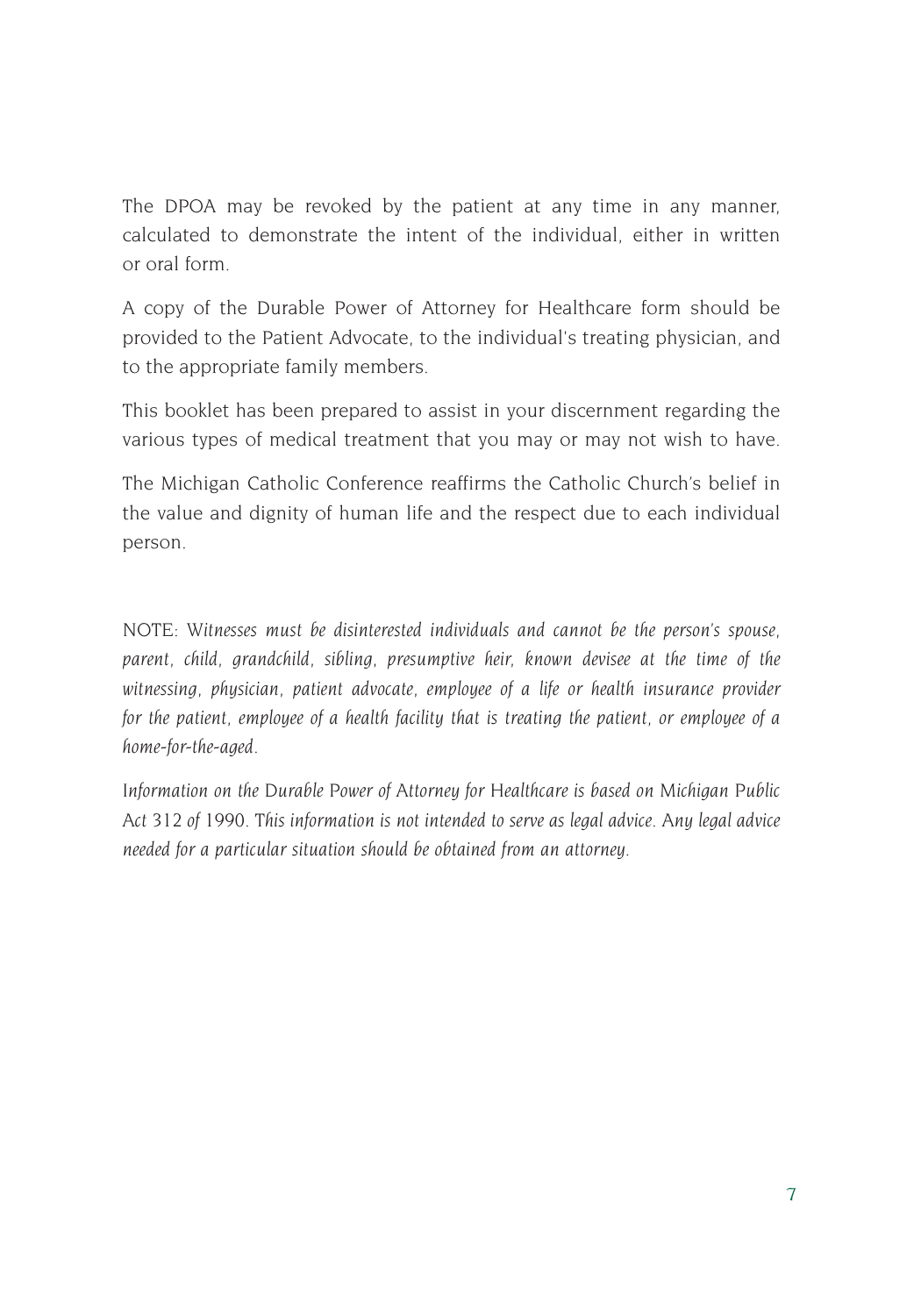The DPOA may be revoked by the patient at any time in any manner, calculated to demonstrate the intent of the individual, either in written or oral form.

A copy of the Durable Power of Attorney for Healthcare form should be provided to the Patient Advocate, to the individual's treating physician, and to the appropriate family members.

This booklet has been prepared to assist in your discernment regarding the various types of medical treatment that you may or may not wish to have.

The Michigan Catholic Conference reaffirms the Catholic Church's belief in the value and dignity of human life and the respect due to each individual person.

NOTE: *Witnesses must be disinterested individuals and cannot be the person's spouse, parent, child, grandchild, sibling, presumptive heir, known devisee at the time of the witnessing, physician, patient advocate, employee of a life or health insurance provider for the patient, employee of a health facility that is treating the patient, or employee of a home-for-the-aged.*

*Information on the Durable Power of Attorney for Healthcare is based on Michigan Public Act 312 of 1990. This information is not intended to serve as legal advice. Any legal advice needed for a particular situation should be obtained from an attorney.*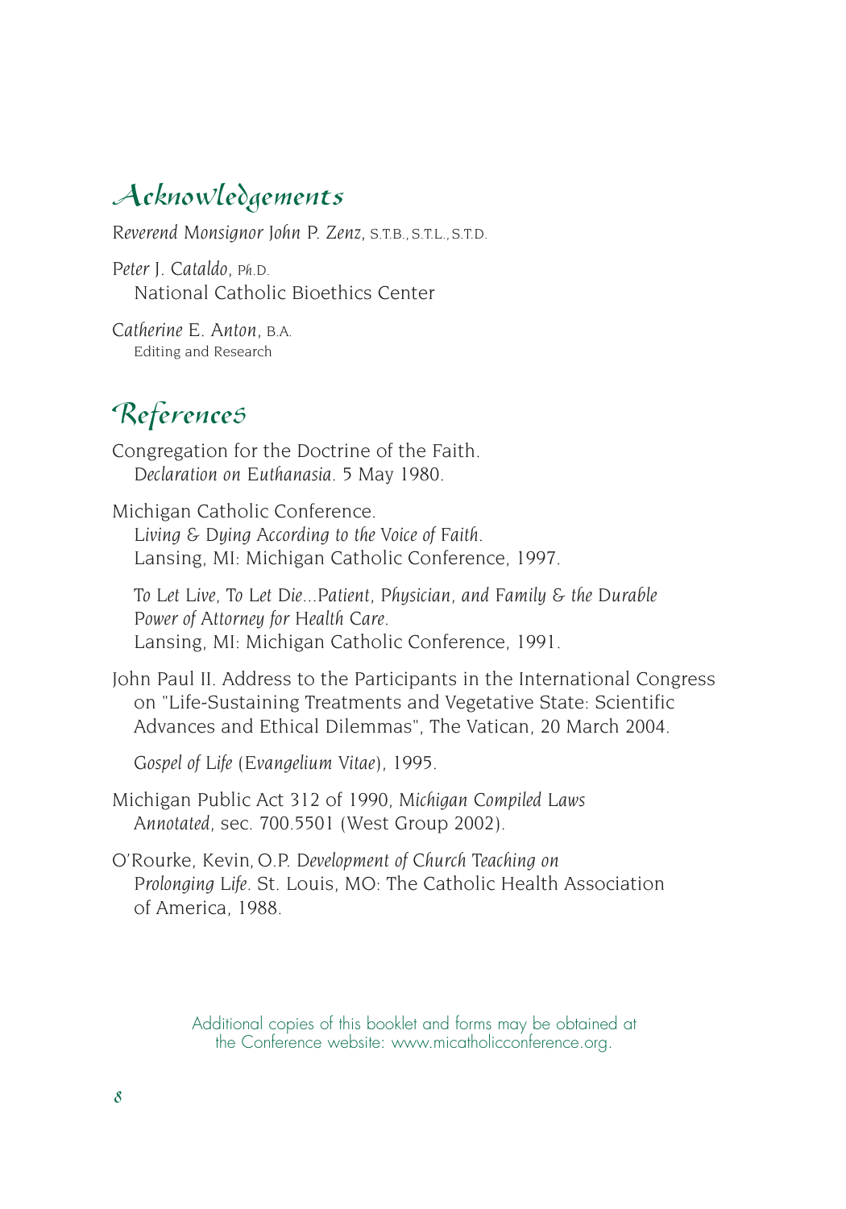## Acknowledgements

*Reverend Monsignor John P. Zenz*, S.T.B., S.T.L., S.T.D.

*Peter J. Cataldo*, Ph.D.
National Catholic Bioethics Center

*Catherine E. Anton*, B.A.
Editing and Research

## References

Congregation for the Doctrine of the Faith.
*Declaration on Euthanasia*. 5 May 1980.

Michigan Catholic Conference.
*Living & Dying According to the Voice of Faith*.
Lansing, MI: Michigan Catholic Conference, 1997.

*To Let Live, To Let Die...Patient, Physician, and Family & the Durable Power of Attorney for Health Care*.
Lansing, MI: Michigan Catholic Conference, 1991.

John Paul II. Address to the Participants in the International Congress on "Life-Sustaining Treatments and Vegetative State: Scientific Advances and Ethical Dilemmas", The Vatican, 20 March 2004.

*Gospel of Life* (*Evangelium Vitae*), 1995.

Michigan Public Act 312 of 1990, *Michigan Compiled Laws Annotated*, sec. 700.5501 (West Group 2002).

O'Rourke, Kevin, O.P. *Development of Church Teaching on Prolonging Life*. St. Louis, MO: The Catholic Health Association of America, 1988.

Additional copies of this booklet and forms may be obtained at the Conference website: www.micatholicconference.org.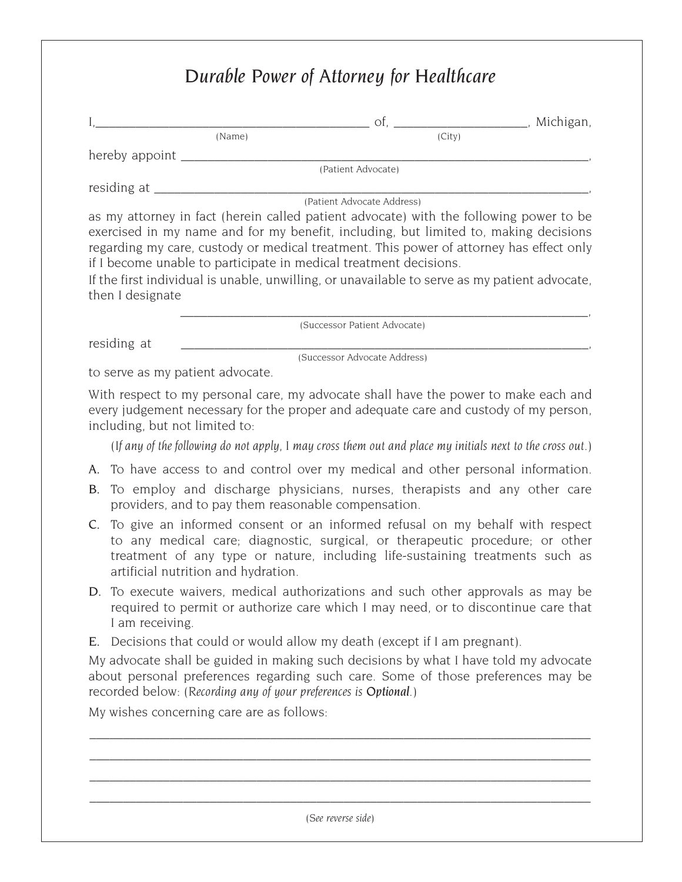# Durable Power of Attorney for Healthcare

I,____________________________________________ of, ______________________, Michigan,
(Name) (City)

hereby appoint ____________________________________________________________________,
(Patient Advocate)

residing at _______________________________________________________________________,
(Patient Advocate Address)

as my attorney in fact (herein called patient advocate) with the following power to be exercised in my name and for my benefit, including, but limited to, making decisions regarding my care, custody or medical treatment. This power of attorney has effect only if I become unable to participate in medical treatment decisions.

If the first individual is unable, unwilling, or unavailable to serve as my patient advocate, then I designate

____________________________________________________________________,
(Successor Patient Advocate)

residing at ____________________________________________________________________,
(Successor Advocate Address)

to serve as my patient advocate.

With respect to my personal care, my advocate shall have the power to make each and every judgement necessary for the proper and adequate care and custody of my person, including, but not limited to:

*(If any of the following do not apply, I may cross them out and place my initials next to the cross out.)*

A. To have access to and control over my medical and other personal information.

B. To employ and discharge physicians, nurses, therapists and any other care providers, and to pay them reasonable compensation.

C. To give an informed consent or an informed refusal on my behalf with respect to any medical care; diagnostic, surgical, or therapeutic procedure; or other treatment of any type or nature, including life-sustaining treatments such as artificial nutrition and hydration.

D. To execute waivers, medical authorizations and such other approvals as may be required to permit or authorize care which I may need, or to discontinue care that I am receiving.

E. Decisions that could or would allow my death (except if I am pregnant).

My advocate shall be guided in making such decisions by what I have told my advocate about personal preferences regarding such care. Some of those preferences may be recorded below: (*Recording any of your preferences is* Optional.)

My wishes concerning care are as follows:

_____________________________________________________________________________

_____________________________________________________________________________

_____________________________________________________________________________

_____________________________________________________________________________

(*See reverse side*)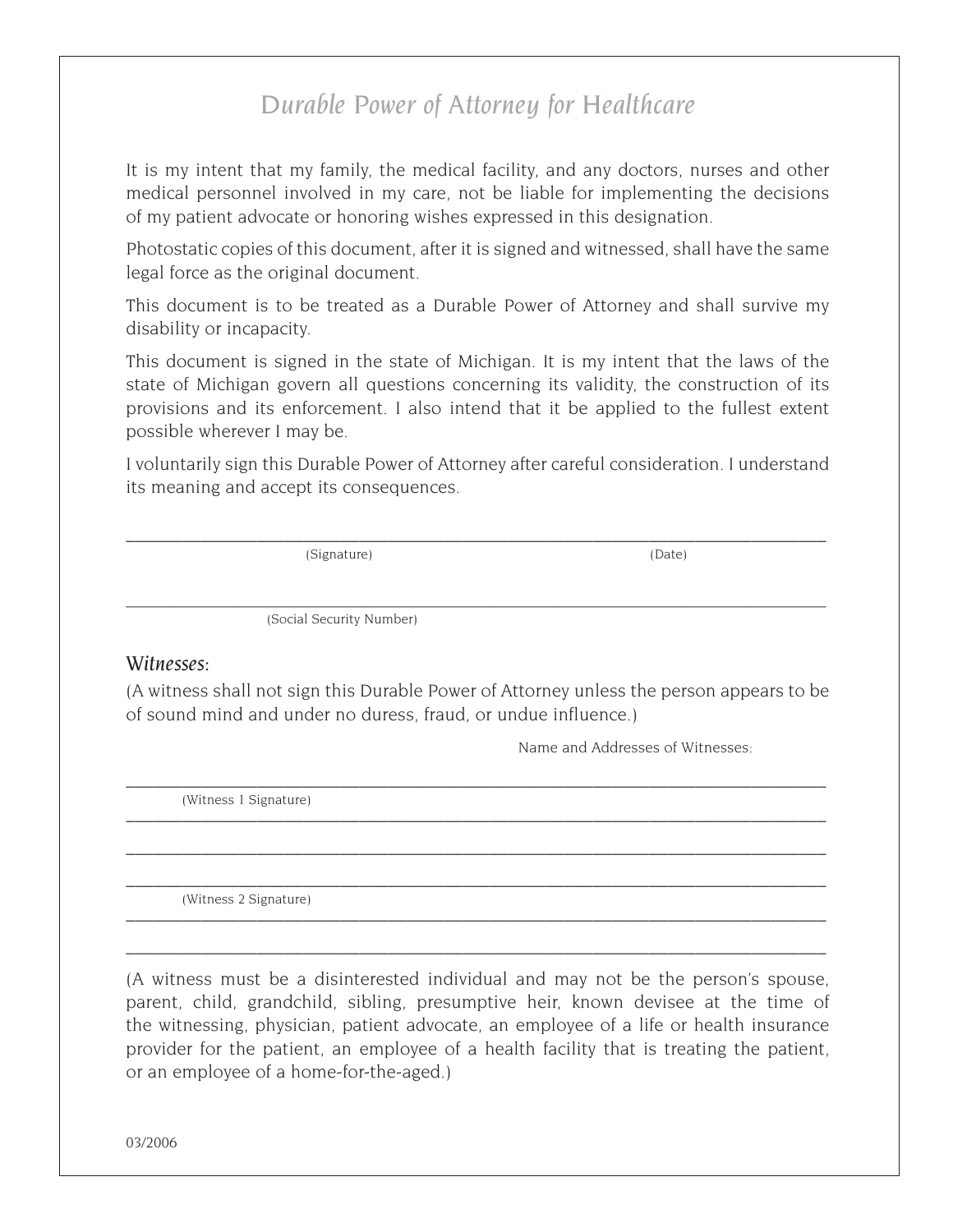# Durable Power of Attorney for Healthcare

It is my intent that my family, the medical facility, and any doctors, nurses and other medical personnel involved in my care, not be liable for implementing the decisions of my patient advocate or honoring wishes expressed in this designation.

Photostatic copies of this document, after it is signed and witnessed, shall have the same legal force as the original document.

This document is to be treated as a Durable Power of Attorney and shall survive my disability or incapacity.

This document is signed in the state of Michigan. It is my intent that the laws of the state of Michigan govern all questions concerning its validity, the construction of its provisions and its enforcement. I also intend that it be applied to the fullest extent possible wherever I may be.

I voluntarily sign this Durable Power of Attorney after careful consideration. I understand its meaning and accept its consequences.

_______________________________________________________________________________

(Signature) (Date)

_______________________________________________________________________________

(Social Security Number)

## *Witnesses:*

(A witness shall not sign this Durable Power of Attorney unless the person appears to be of sound mind and under no duress, fraud, or undue influence.)

Name and Addresses of Witnesses:

_______________________________________________________________________________

(Witness 1 Signature)

_______________________________________________________________________________

_______________________________________________________________________________

_______________________________________________________________________________

(Witness 2 Signature)

_______________________________________________________________________________

_______________________________________________________________________________

(A witness must be a disinterested individual and may not be the person's spouse, parent, child, grandchild, sibling, presumptive heir, known devisee at the time of the witnessing, physician, patient advocate, an employee of a life or health insurance provider for the patient, an employee of a health facility that is treating the patient, or an employee of a home-for-the-aged.)

03/2006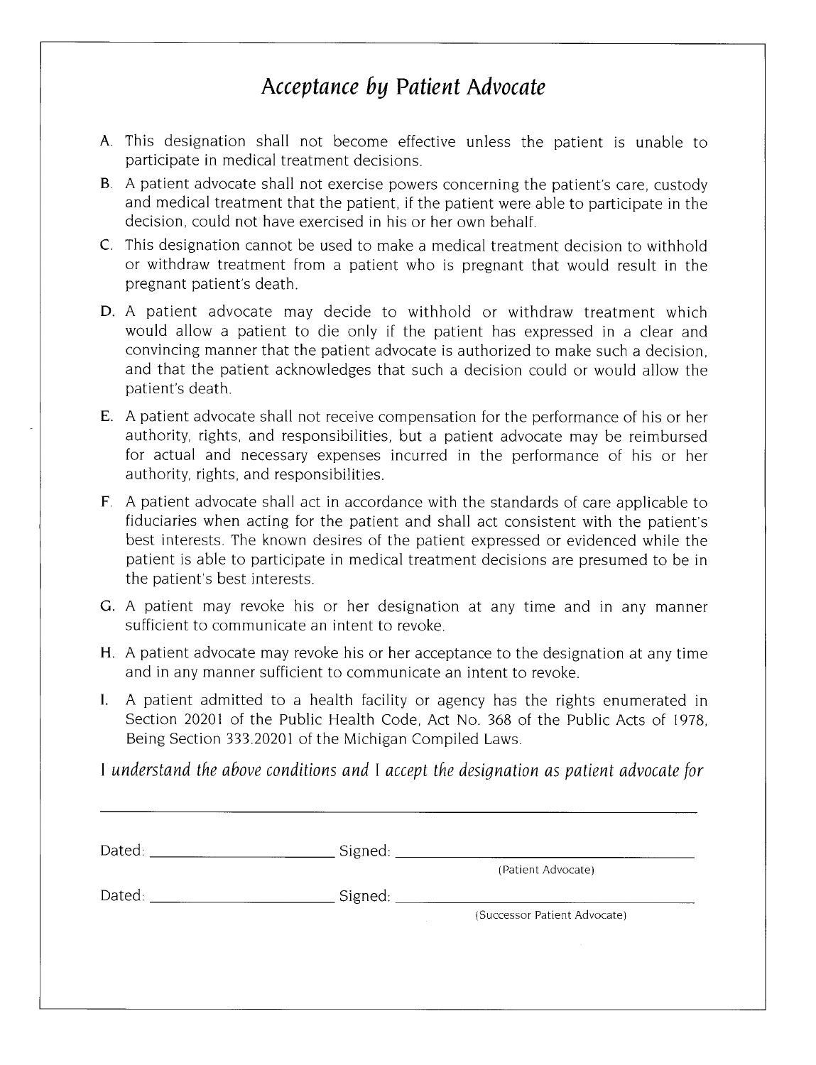# *Acceptance by Patient Advocate*

A. This designation shall not become effective unless the patient is unable to participate in medical treatment decisions.

B. A patient advocate shall not exercise powers concerning the patient's care, custody and medical treatment that the patient, if the patient were able to participate in the decision, could not have exercised in his or her own behalf.

C. This designation cannot be used to make a medical treatment decision to withhold or withdraw treatment from a patient who is pregnant that would result in the pregnant patient's death.

D. A patient advocate may decide to withhold or withdraw treatment which would allow a patient to die only if the patient has expressed in a clear and convincing manner that the patient advocate is authorized to make such a decision, and that the patient acknowledges that such a decision could or would allow the patient's death.

E. A patient advocate shall not receive compensation for the performance of his or her authority, rights, and responsibilities, but a patient advocate may be reimbursed for actual and necessary expenses incurred in the performance of his or her authority, rights, and responsibilities.

F. A patient advocate shall act in accordance with the standards of care applicable to fiduciaries when acting for the patient and shall act consistent with the patient's best interests. The known desires of the patient expressed or evidenced while the patient is able to participate in medical treatment decisions are presumed to be in the patient's best interests.

G. A patient may revoke his or her designation at any time and in any manner sufficient to communicate an intent to revoke.

H. A patient advocate may revoke his or her acceptance to the designation at any time and in any manner sufficient to communicate an intent to revoke.

I. A patient admitted to a health facility or agency has the rights enumerated in Section 20201 of the Public Health Code, Act No. 368 of the Public Acts of 1978, Being Section 333.20201 of the Michigan Compiled Laws.

*I understand the above conditions and I accept the designation as patient advocate for*

_______________________________________________

Dated: ____________________ Signed: ______________________________
(Patient Advocate)

Dated: ____________________ Signed: ______________________________
(Successor Patient Advocate)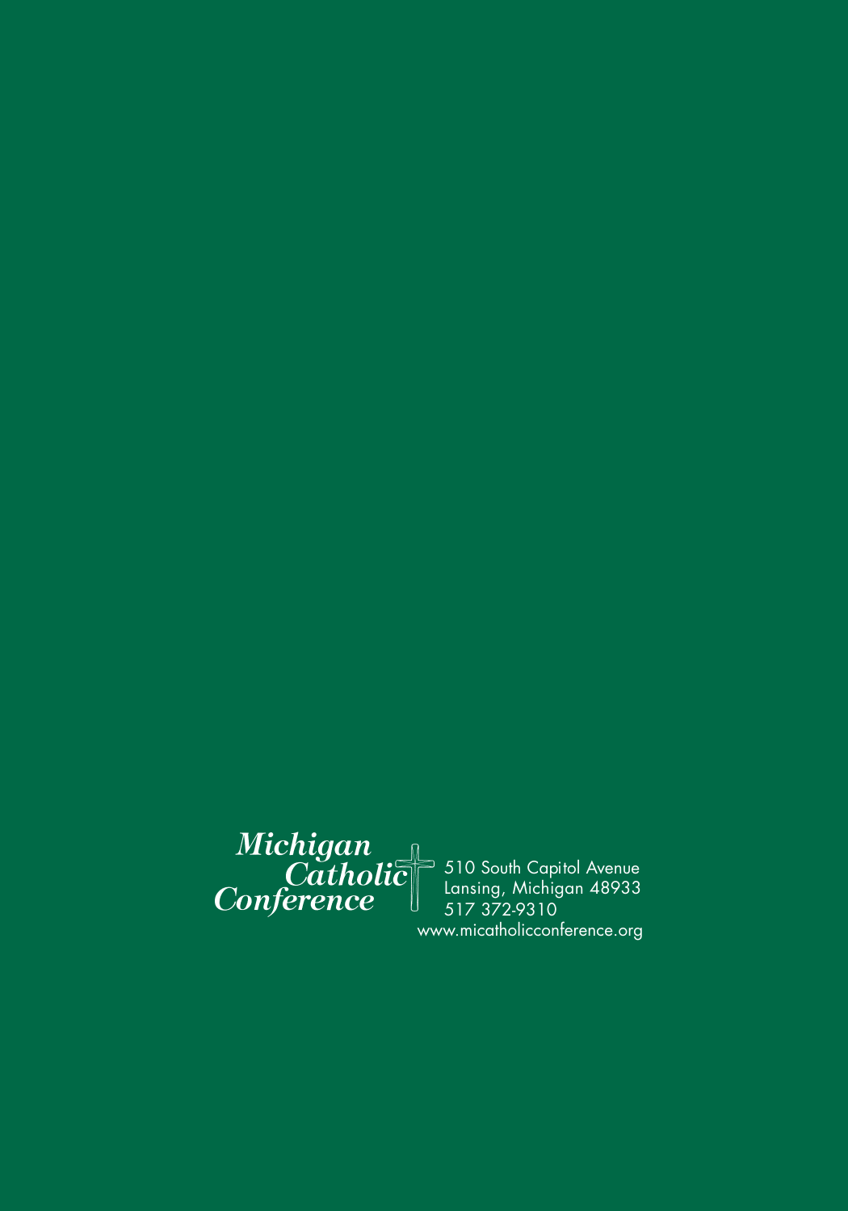*Michigan Catholic Conference*

510 South Capitol Avenue
Lansing, Michigan 48933
517 372-9310
www.micatholicconference.org